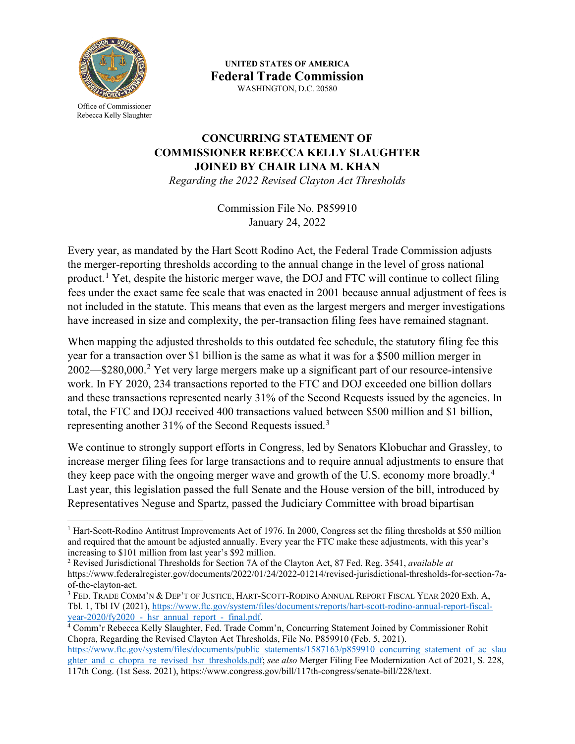Office of Commissioner
Rebecca Kelly Slaughter

**UNITED STATES OF AMERICA**
**Federal Trade Commission**
WASHINGTON, D.C. 20580

# CONCURRING STATEMENT OF COMMISSIONER REBECCA KELLY SLAUGHTER JOINED BY CHAIR LINA M. KHAN

*Regarding the 2022 Revised Clayton Act Thresholds*

Commission File No. P859910
January 24, 2022

Every year, as mandated by the Hart Scott Rodino Act, the Federal Trade Commission adjusts the merger-reporting thresholds according to the annual change in the level of gross national product.[1] Yet, despite the historic merger wave, the DOJ and FTC will continue to collect filing fees under the exact same fee scale that was enacted in 2001 because annual adjustment of fees is not included in the statute. This means that even as the largest mergers and merger investigations have increased in size and complexity, the per-transaction filing fees have remained stagnant.

When mapping the adjusted thresholds to this outdated fee schedule, the statutory filing fee this year for a transaction over $1 billion is the same as what it was for a $500 million merger in 2002—$280,000.[2] Yet very large mergers make up a significant part of our resource-intensive work. In FY 2020, 234 transactions reported to the FTC and DOJ exceeded one billion dollars and these transactions represented nearly 31% of the Second Requests issued by the agencies. In total, the FTC and DOJ received 400 transactions valued between $500 million and $1 billion, representing another 31% of the Second Requests issued.[3]

We continue to strongly support efforts in Congress, led by Senators Klobuchar and Grassley, to increase merger filing fees for large transactions and to require annual adjustments to ensure that they keep pace with the ongoing merger wave and growth of the U.S. economy more broadly.[4] Last year, this legislation passed the full Senate and the House version of the bill, introduced by Representatives Neguse and Spartz, passed the Judiciary Committee with broad bipartisan

---

[1] Hart-Scott-Rodino Antitrust Improvements Act of 1976. In 2000, Congress set the filing thresholds at $50 million and required that the amount be adjusted annually. Every year the FTC make these adjustments, with this year's increasing to $101 million from last year's $92 million.

[2] Revised Jurisdictional Thresholds for Section 7A of the Clayton Act, 87 Fed. Reg. 3541, *available at* https://www.federalregister.gov/documents/2022/01/24/2022-01214/revised-jurisdictional-thresholds-for-section-7a-of-the-clayton-act.

[3] FED. TRADE COMM'N & DEP'T OF JUSTICE, HART-SCOTT-RODINO ANNUAL REPORT FISCAL YEAR 2020 Exh. A, Tbl. 1, Tbl IV (2021), https://www.ftc.gov/system/files/documents/reports/hart-scott-rodino-annual-report-fiscal-year-2020/fy2020_-_hsr_annual_report_-_final.pdf.

[4] Comm'r Rebecca Kelly Slaughter, Fed. Trade Comm'n, Concurring Statement Joined by Commissioner Rohit Chopra, Regarding the Revised Clayton Act Thresholds, File No. P859910 (Feb. 5, 2021). https://www.ftc.gov/system/files/documents/public_statements/1587163/p859910_concurring_statement_of_ac_slaughter_and_c_chopra_re_revised_hsr_thresholds.pdf; *see also* Merger Filing Fee Modernization Act of 2021, S. 228, 117th Cong. (1st Sess. 2021), https://www.congress.gov/bill/117th-congress/senate-bill/228/text.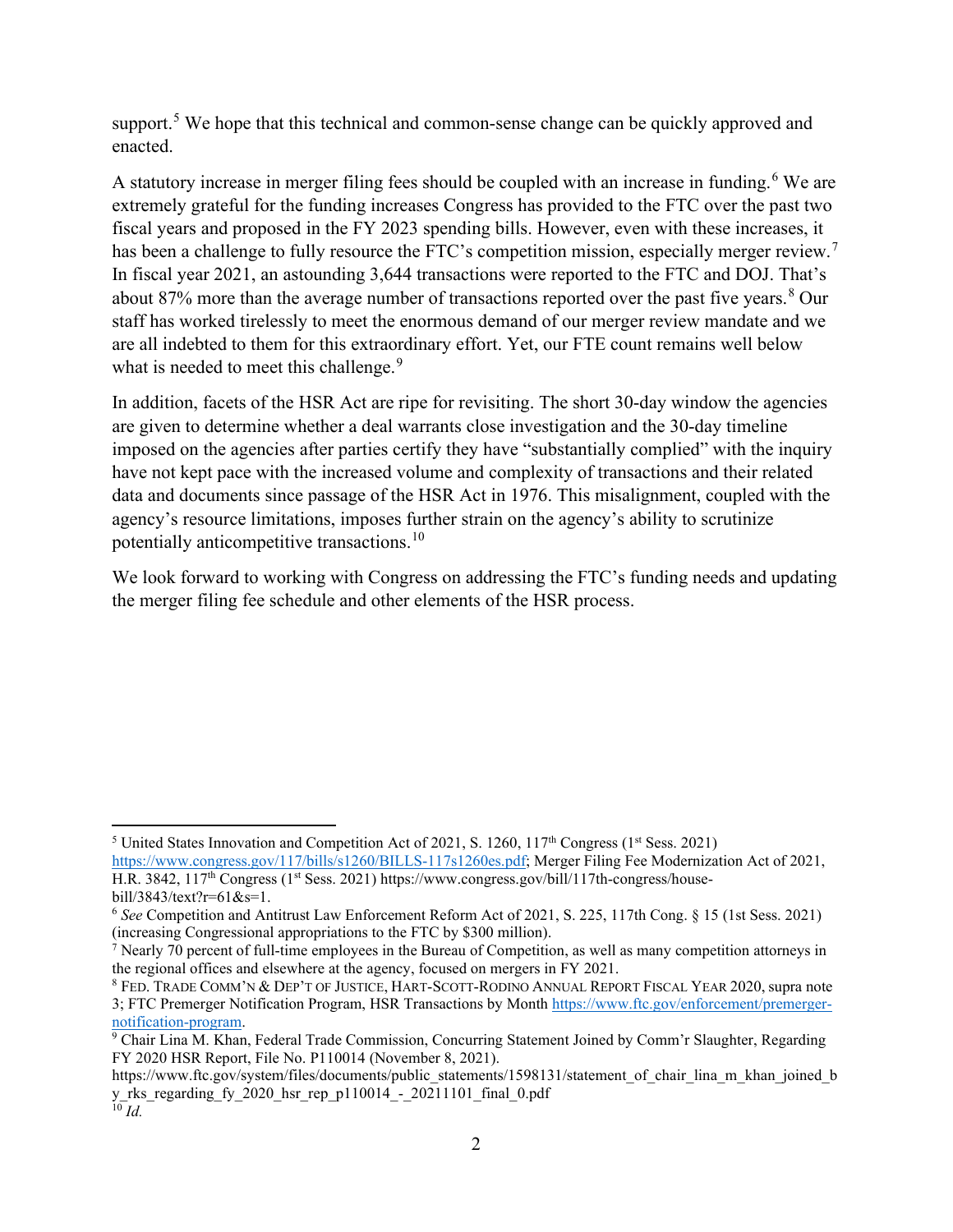support.[5] We hope that this technical and common-sense change can be quickly approved and enacted.

A statutory increase in merger filing fees should be coupled with an increase in funding.[6] We are extremely grateful for the funding increases Congress has provided to the FTC over the past two fiscal years and proposed in the FY 2023 spending bills. However, even with these increases, it has been a challenge to fully resource the FTC's competition mission, especially merger review.[7] In fiscal year 2021, an astounding 3,644 transactions were reported to the FTC and DOJ. That's about 87% more than the average number of transactions reported over the past five years.[8] Our staff has worked tirelessly to meet the enormous demand of our merger review mandate and we are all indebted to them for this extraordinary effort. Yet, our FTE count remains well below what is needed to meet this challenge.[9]

In addition, facets of the HSR Act are ripe for revisiting. The short 30-day window the agencies are given to determine whether a deal warrants close investigation and the 30-day timeline imposed on the agencies after parties certify they have "substantially complied" with the inquiry have not kept pace with the increased volume and complexity of transactions and their related data and documents since passage of the HSR Act in 1976. This misalignment, coupled with the agency's resource limitations, imposes further strain on the agency's ability to scrutinize potentially anticompetitive transactions.[10]

We look forward to working with Congress on addressing the FTC's funding needs and updating the merger filing fee schedule and other elements of the HSR process.

---

[5] United States Innovation and Competition Act of 2021, S. 1260, 117th Congress (1st Sess. 2021) https://www.congress.gov/117/bills/s1260/BILLS-117s1260es.pdf; Merger Filing Fee Modernization Act of 2021, H.R. 3842, 117th Congress (1st Sess. 2021) https://www.congress.gov/bill/117th-congress/house-bill/3843/text?r=61&s=1.

[6] *See* Competition and Antitrust Law Enforcement Reform Act of 2021, S. 225, 117th Cong. § 15 (1st Sess. 2021) (increasing Congressional appropriations to the FTC by $300 million).

[7] Nearly 70 percent of full-time employees in the Bureau of Competition, as well as many competition attorneys in the regional offices and elsewhere at the agency, focused on mergers in FY 2021.

[8] FED. TRADE COMM'N & DEP'T OF JUSTICE, HART-SCOTT-RODINO ANNUAL REPORT FISCAL YEAR 2020, supra note 3; FTC Premerger Notification Program, HSR Transactions by Month https://www.ftc.gov/enforcement/premerger-notification-program.

[9] Chair Lina M. Khan, Federal Trade Commission, Concurring Statement Joined by Comm'r Slaughter, Regarding FY 2020 HSR Report, File No. P110014 (November 8, 2021). https://www.ftc.gov/system/files/documents/public_statements/1598131/statement_of_chair_lina_m_khan_joined_by_rks_regarding_fy_2020_hsr_rep_p110014_-_20211101_final_0.pdf

[10] *Id.*